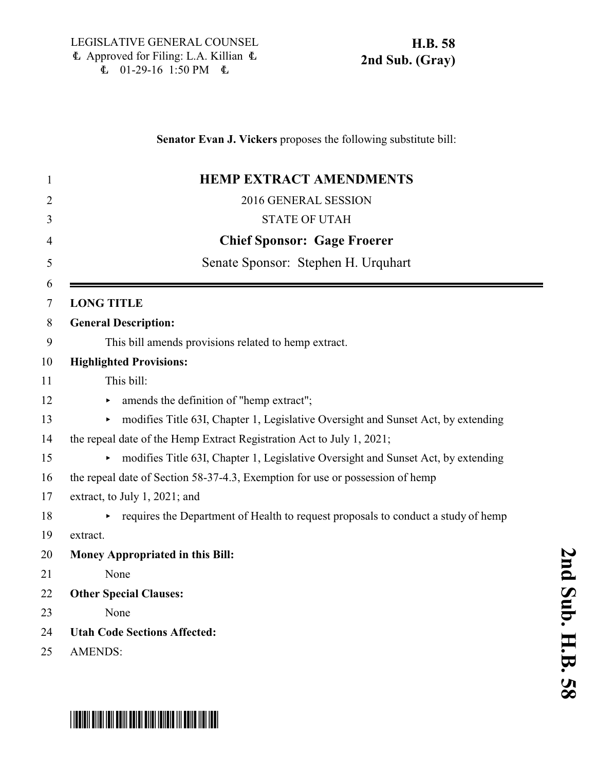LEGISLATIVE GENERAL COUNSEL
Approved for Filing: L.A. Killian
01-29-16 1:50 PM

**H.B. 58**
**2nd Sub. (Gray)**

**Senator Evan J. Vickers** proposes the following substitute bill:

# HEMP EXTRACT AMENDMENTS

2016 GENERAL SESSION

STATE OF UTAH

**Chief Sponsor: Gage Froerer**

Senate Sponsor: Stephen H. Urquhart

**LONG TITLE**

**General Description:**

This bill amends provisions related to hemp extract.

**Highlighted Provisions:**

This bill:

- amends the definition of "hemp extract";
- modifies Title 63I, Chapter 1, Legislative Oversight and Sunset Act, by extending the repeal date of the Hemp Extract Registration Act to July 1, 2021;
- modifies Title 63I, Chapter 1, Legislative Oversight and Sunset Act, by extending the repeal date of Section 58-37-4.3, Exemption for use or possession of hemp extract, to July 1, 2021; and
- requires the Department of Health to request proposals to conduct a study of hemp extract.

**Money Appropriated in this Bill:**

None

**Other Special Clauses:**

None

**Utah Code Sections Affected:**

AMENDS: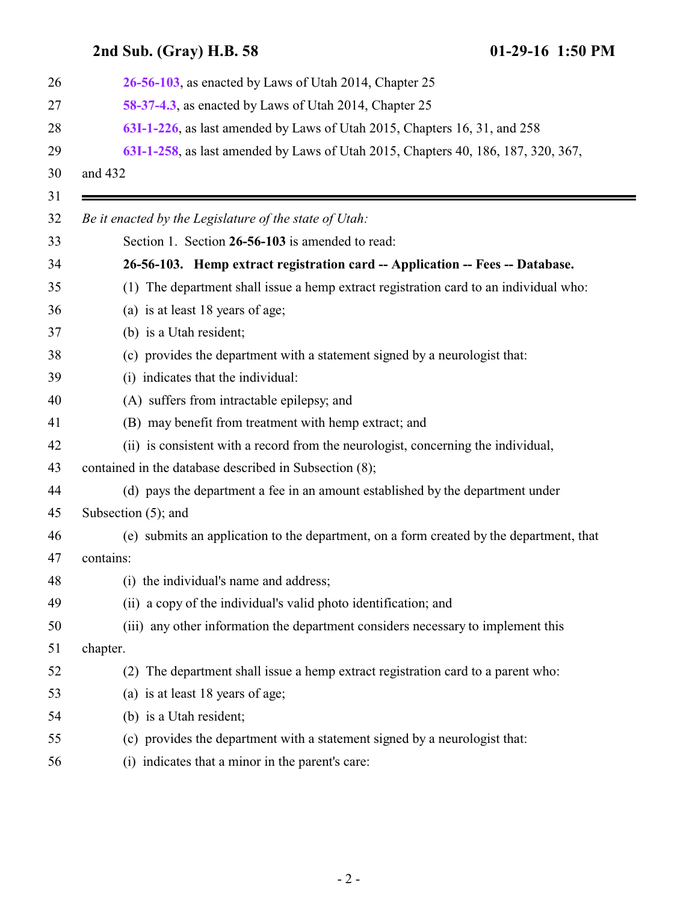**26-56-103**, as enacted by Laws of Utah 2014, Chapter 25

**58-37-4.3**, as enacted by Laws of Utah 2014, Chapter 25

**63I-1-226**, as last amended by Laws of Utah 2015, Chapters 16, 31, and 258

**63I-1-258**, as last amended by Laws of Utah 2015, Chapters 40, 186, 187, 320, 367, and 432

---

*Be it enacted by the Legislature of the state of Utah:*

Section 1. Section **26-56-103** is amended to read:

**26-56-103. Hemp extract registration card -- Application -- Fees -- Database.**

(1) The department shall issue a hemp extract registration card to an individual who:

(a) is at least 18 years of age;

(b) is a Utah resident;

(c) provides the department with a statement signed by a neurologist that:

(i) indicates that the individual:

(A) suffers from intractable epilepsy; and

(B) may benefit from treatment with hemp extract; and

(ii) is consistent with a record from the neurologist, concerning the individual, contained in the database described in Subsection (8);

(d) pays the department a fee in an amount established by the department under Subsection (5); and

(e) submits an application to the department, on a form created by the department, that contains:

(i) the individual's name and address;

(ii) a copy of the individual's valid photo identification; and

(iii) any other information the department considers necessary to implement this chapter.

(2) The department shall issue a hemp extract registration card to a parent who:

(a) is at least 18 years of age;

(b) is a Utah resident;

(c) provides the department with a statement signed by a neurologist that:

(i) indicates that a minor in the parent's care: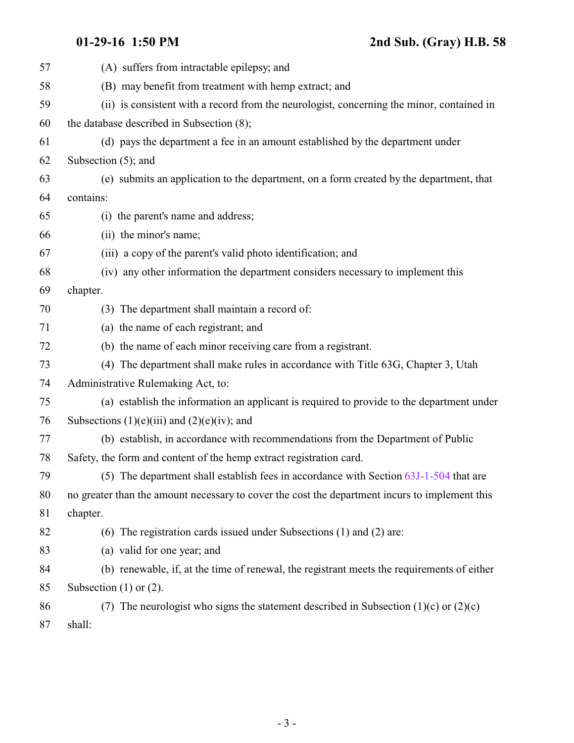(A) suffers from intractable epilepsy; and

(B) may benefit from treatment with hemp extract; and

(ii) is consistent with a record from the neurologist, concerning the minor, contained in the database described in Subsection (8);

(d) pays the department a fee in an amount established by the department under Subsection (5); and

(e) submits an application to the department, on a form created by the department, that contains:

(i) the parent's name and address;

(ii) the minor's name;

(iii) a copy of the parent's valid photo identification; and

(iv) any other information the department considers necessary to implement this chapter.

(3) The department shall maintain a record of:

(a) the name of each registrant; and

(b) the name of each minor receiving care from a registrant.

(4) The department shall make rules in accordance with Title 63G, Chapter 3, Utah Administrative Rulemaking Act, to:

(a) establish the information an applicant is required to provide to the department under Subsections (1)(e)(iii) and (2)(e)(iv); and

(b) establish, in accordance with recommendations from the Department of Public Safety, the form and content of the hemp extract registration card.

(5) The department shall establish fees in accordance with Section 63J-1-504 that are no greater than the amount necessary to cover the cost the department incurs to implement this chapter.

(6) The registration cards issued under Subsections (1) and (2) are:

(a) valid for one year; and

(b) renewable, if, at the time of renewal, the registrant meets the requirements of either Subsection (1) or (2).

(7) The neurologist who signs the statement described in Subsection (1)(c) or (2)(c) shall: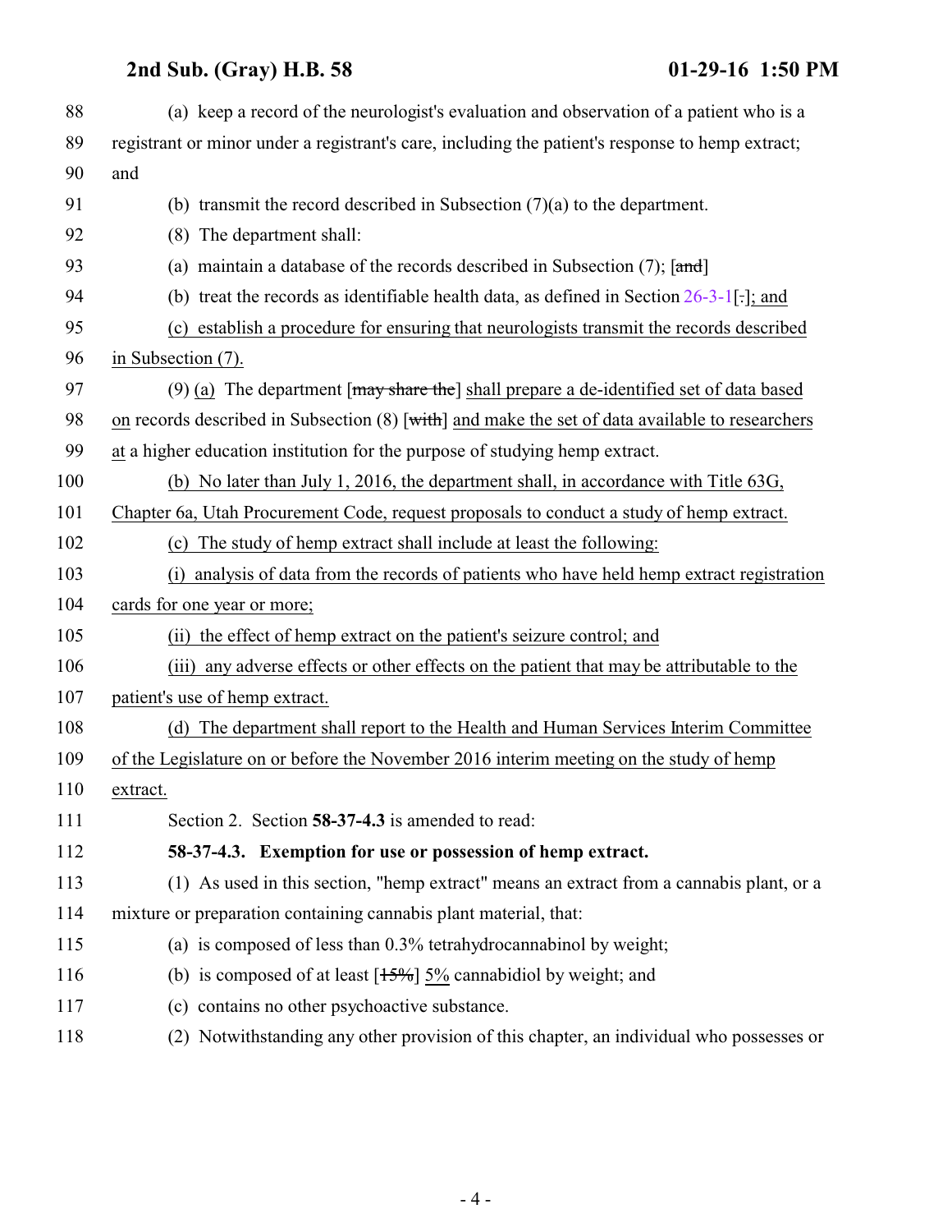88 (a) keep a record of the neurologist's evaluation and observation of a patient who is a
89 registrant or minor under a registrant's care, including the patient's response to hemp extract;
90 and

91 (b) transmit the record described in Subsection (7)(a) to the department.

92 (8) The department shall:

93 (a) maintain a database of the records described in Subsection (7); [~~and~~]

94 (b) treat the records as identifiable health data, as defined in Section 26-3-1[~~.~~]<u>; and</u>

95 <u>(c) establish a procedure for ensuring that neurologists transmit the records described</u>
96 <u>in Subsection (7).</u>

97 (9) <u>(a)</u> The department [~~may share the~~] <u>shall prepare a de-identified set of data based</u>
98 <u>on</u> records described in Subsection (8) [~~with~~] <u>and make the set of data available to researchers</u>
99 <u>at</u> a higher education institution for the purpose of studying hemp extract.

100 <u>(b) No later than July 1, 2016, the department shall, in accordance with Title 63G,</u>
101 <u>Chapter 6a, Utah Procurement Code, request proposals to conduct a study of hemp extract.</u>

102 <u>(c) The study of hemp extract shall include at least the following:</u>

103 <u>(i) analysis of data from the records of patients who have held hemp extract registration</u>
104 <u>cards for one year or more;</u>

105 <u>(ii) the effect of hemp extract on the patient's seizure control; and</u>

106 <u>(iii) any adverse effects or other effects on the patient that may be attributable to the</u>
107 <u>patient's use of hemp extract.</u>

108 <u>(d) The department shall report to the Health and Human Services Interim Committee</u>
109 <u>of the Legislature on or before the November 2016 interim meeting on the study of hemp</u>
110 <u>extract.</u>

111 Section 2. Section **58-37-4.3** is amended to read:

112 **58-37-4.3. Exemption for use or possession of hemp extract.**

113 (1) As used in this section, "hemp extract" means an extract from a cannabis plant, or a
114 mixture or preparation containing cannabis plant material, that:

115 (a) is composed of less than 0.3% tetrahydrocannabinol by weight;

116 (b) is composed of at least [~~15%~~] <u>5%</u> cannabidiol by weight; and

117 (c) contains no other psychoactive substance.

118 (2) Notwithstanding any other provision of this chapter, an individual who possesses or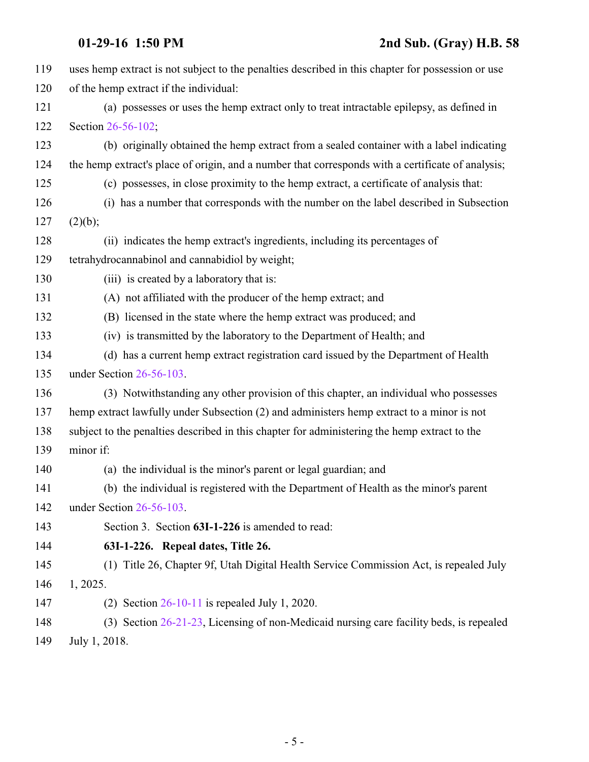uses hemp extract is not subject to the penalties described in this chapter for possession or use of the hemp extract if the individual:

(a) possesses or uses the hemp extract only to treat intractable epilepsy, as defined in Section 26-56-102;

(b) originally obtained the hemp extract from a sealed container with a label indicating the hemp extract's place of origin, and a number that corresponds with a certificate of analysis;

(c) possesses, in close proximity to the hemp extract, a certificate of analysis that:

(i) has a number that corresponds with the number on the label described in Subsection (2)(b);

(ii) indicates the hemp extract's ingredients, including its percentages of tetrahydrocannabinol and cannabidiol by weight;

(iii) is created by a laboratory that is:

(A) not affiliated with the producer of the hemp extract; and

(B) licensed in the state where the hemp extract was produced; and

(iv) is transmitted by the laboratory to the Department of Health; and

(d) has a current hemp extract registration card issued by the Department of Health under Section 26-56-103.

(3) Notwithstanding any other provision of this chapter, an individual who possesses hemp extract lawfully under Subsection (2) and administers hemp extract to a minor is not subject to the penalties described in this chapter for administering the hemp extract to the minor if:

(a) the individual is the minor's parent or legal guardian; and

(b) the individual is registered with the Department of Health as the minor's parent under Section 26-56-103.

Section 3. Section **63I-1-226** is amended to read:

**63I-1-226. Repeal dates, Title 26.**

(1) Title 26, Chapter 9f, Utah Digital Health Service Commission Act, is repealed July 1, 2025.

(2) Section 26-10-11 is repealed July 1, 2020.

(3) Section 26-21-23, Licensing of non-Medicaid nursing care facility beds, is repealed July 1, 2018.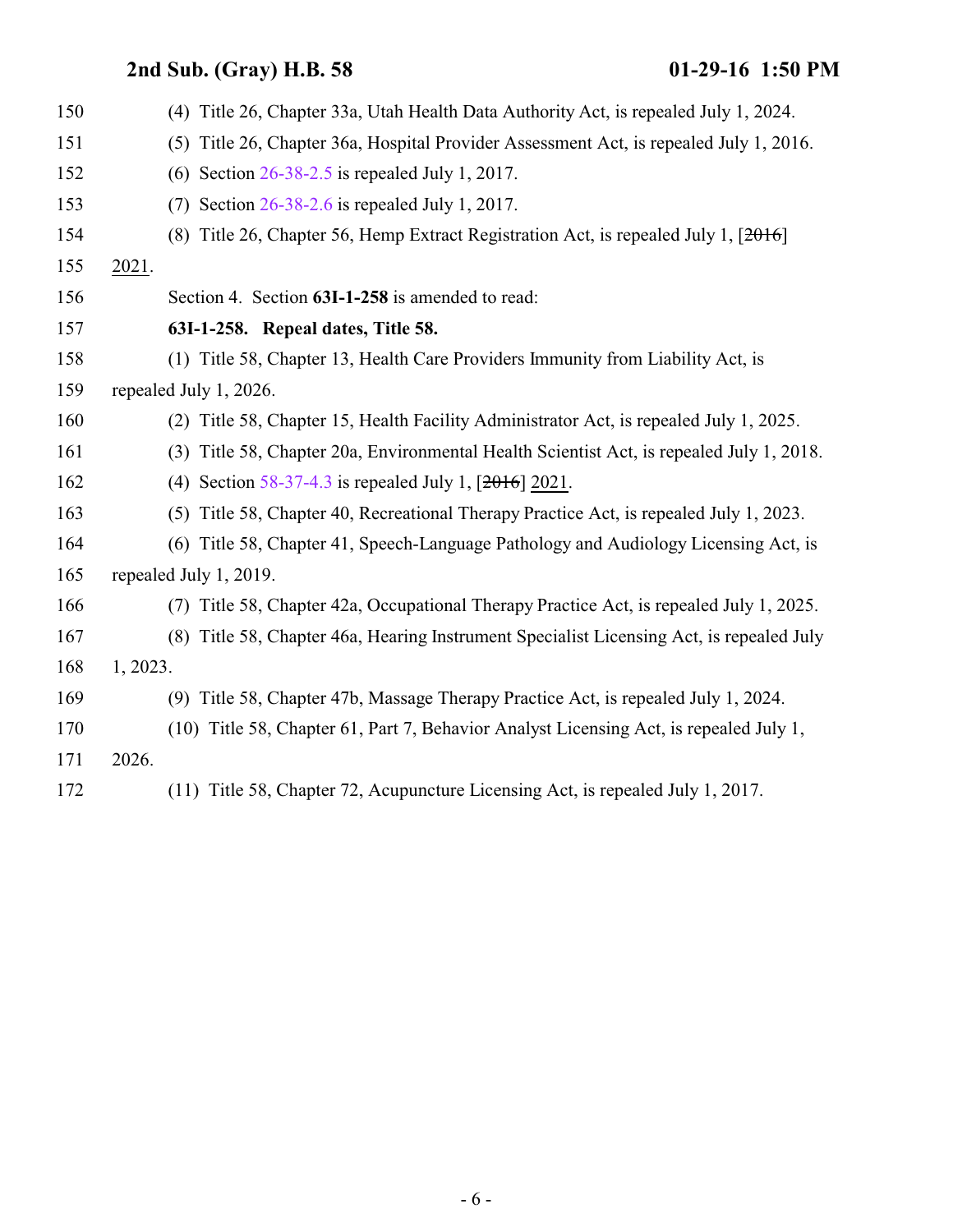150 (4) Title 26, Chapter 33a, Utah Health Data Authority Act, is repealed July 1, 2024.

151 (5) Title 26, Chapter 36a, Hospital Provider Assessment Act, is repealed July 1, 2016.

152 (6) Section 26-38-2.5 is repealed July 1, 2017.

153 (7) Section 26-38-2.6 is repealed July 1, 2017.

154 (8) Title 26, Chapter 56, Hemp Extract Registration Act, is repealed July 1, [~~2016~~]

155 <u>2021</u>.

156 Section 4. Section **63I-1-258** is amended to read:

157 **63I-1-258. Repeal dates, Title 58.**

158 (1) Title 58, Chapter 13, Health Care Providers Immunity from Liability Act, is

159 repealed July 1, 2026.

160 (2) Title 58, Chapter 15, Health Facility Administrator Act, is repealed July 1, 2025.

161 (3) Title 58, Chapter 20a, Environmental Health Scientist Act, is repealed July 1, 2018.

162 (4) Section 58-37-4.3 is repealed July 1, [~~2016~~] <u>2021</u>.

163 (5) Title 58, Chapter 40, Recreational Therapy Practice Act, is repealed July 1, 2023.

164 (6) Title 58, Chapter 41, Speech-Language Pathology and Audiology Licensing Act, is

165 repealed July 1, 2019.

166 (7) Title 58, Chapter 42a, Occupational Therapy Practice Act, is repealed July 1, 2025.

167 (8) Title 58, Chapter 46a, Hearing Instrument Specialist Licensing Act, is repealed July

168 1, 2023.

169 (9) Title 58, Chapter 47b, Massage Therapy Practice Act, is repealed July 1, 2024.

170 (10) Title 58, Chapter 61, Part 7, Behavior Analyst Licensing Act, is repealed July 1,

171 2026.

172 (11) Title 58, Chapter 72, Acupuncture Licensing Act, is repealed July 1, 2017.